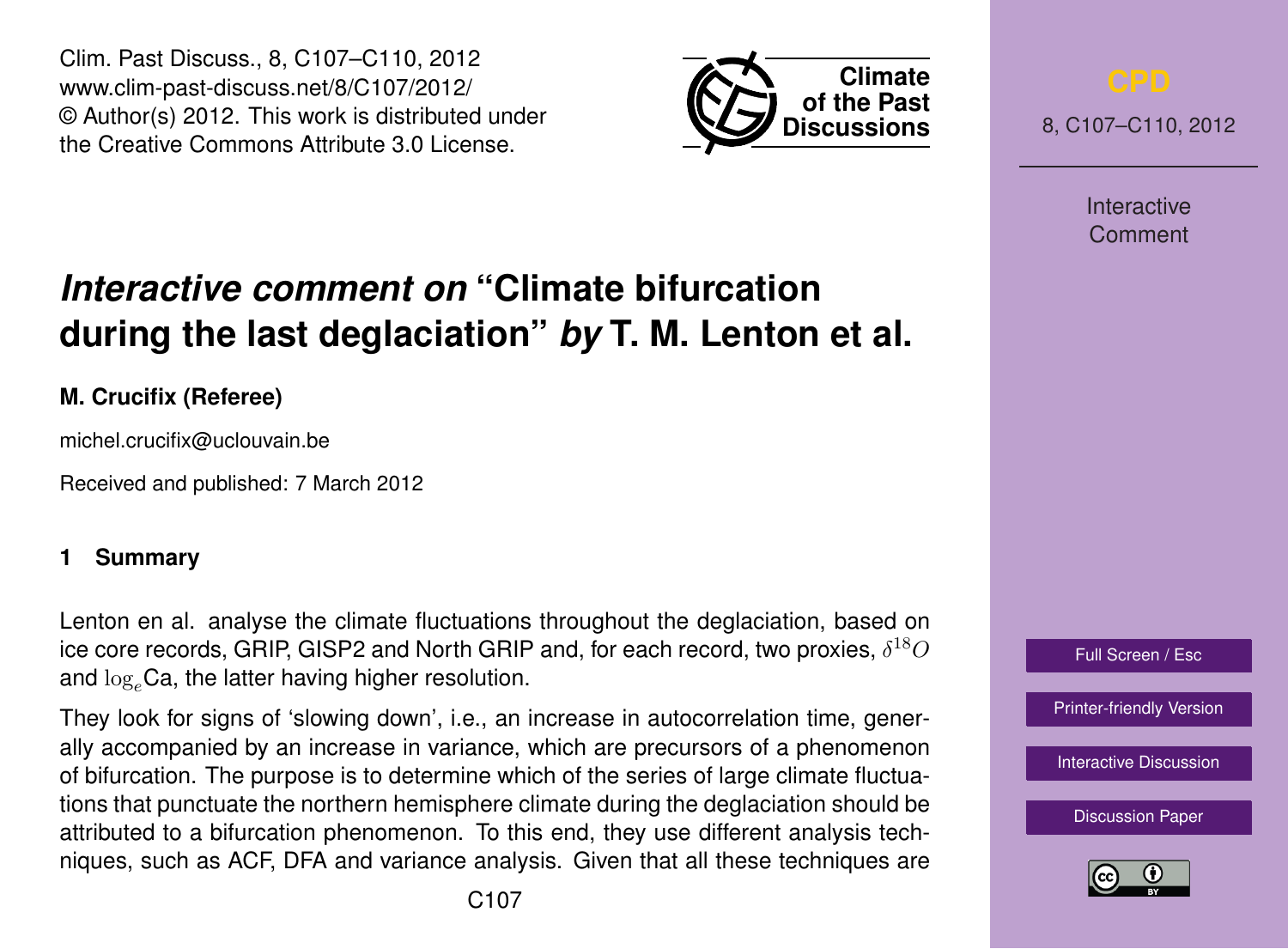# *Interactive comment on* "Climate bifurcation during the last deglaciation" *by* T. M. Lenton et al.

**M. Crucifix (Referee)**

michel.crucifix@uclouvain.be

Received and published: 7 March 2012

## 1 Summary

Lenton en al. analyse the climate fluctuations throughout the deglaciation, based on ice core records, GRIP, GISP2 and North GRIP and, for each record, two proxies, $\delta^{18}O$ and $\log_e$Ca, the latter having higher resolution.

They look for signs of 'slowing down', i.e., an increase in autocorrelation time, generally accompanied by an increase in variance, which are precursors of a phenomenon of bifurcation. The purpose is to determine which of the series of large climate fluctuations that punctuate the northern hemisphere climate during the deglaciation should be attributed to a bifurcation phenomenon. To this end, they use different analysis techniques, such as ACF, DFA and variance analysis. Given that all these techniques are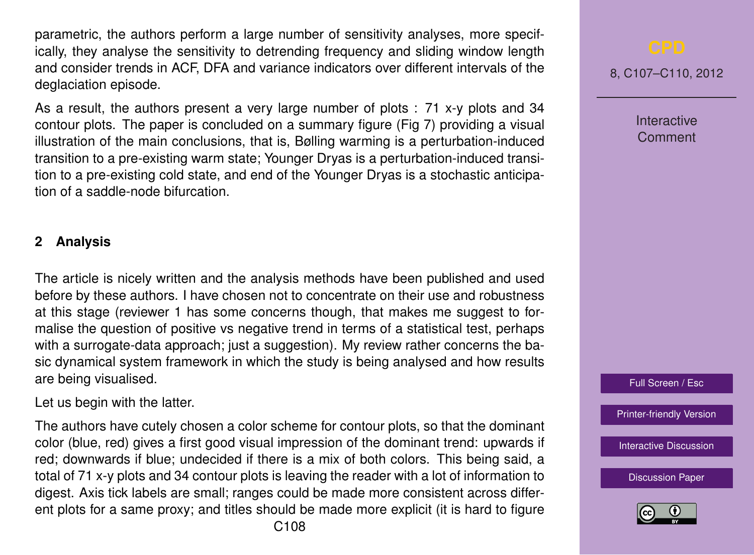parametric, the authors perform a large number of sensitivity analyses, more specifically, they analyse the sensitivity to detrending frequency and sliding window length and consider trends in ACF, DFA and variance indicators over different intervals of the deglaciation episode.

As a result, the authors present a very large number of plots : 71 x-y plots and 34 contour plots. The paper is concluded on a summary figure (Fig 7) providing a visual illustration of the main conclusions, that is, Bølling warming is a perturbation-induced transition to a pre-existing warm state; Younger Dryas is a perturbation-induced transition to a pre-existing cold state, and end of the Younger Dryas is a stochastic anticipation of a saddle-node bifurcation.

## 2 Analysis

The article is nicely written and the analysis methods have been published and used before by these authors. I have chosen not to concentrate on their use and robustness at this stage (reviewer 1 has some concerns though, that makes me suggest to formalise the question of positive vs negative trend in terms of a statistical test, perhaps with a surrogate-data approach; just a suggestion). My review rather concerns the basic dynamical system framework in which the study is being analysed and how results are being visualised.

Let us begin with the latter.

The authors have cutely chosen a color scheme for contour plots, so that the dominant color (blue, red) gives a first good visual impression of the dominant trend: upwards if red; downwards if blue; undecided if there is a mix of both colors. This being said, a total of 71 x-y plots and 34 contour plots is leaving the reader with a lot of information to digest. Axis tick labels are small; ranges could be made more consistent across different plots for a same proxy; and titles should be made more explicit (it is hard to figure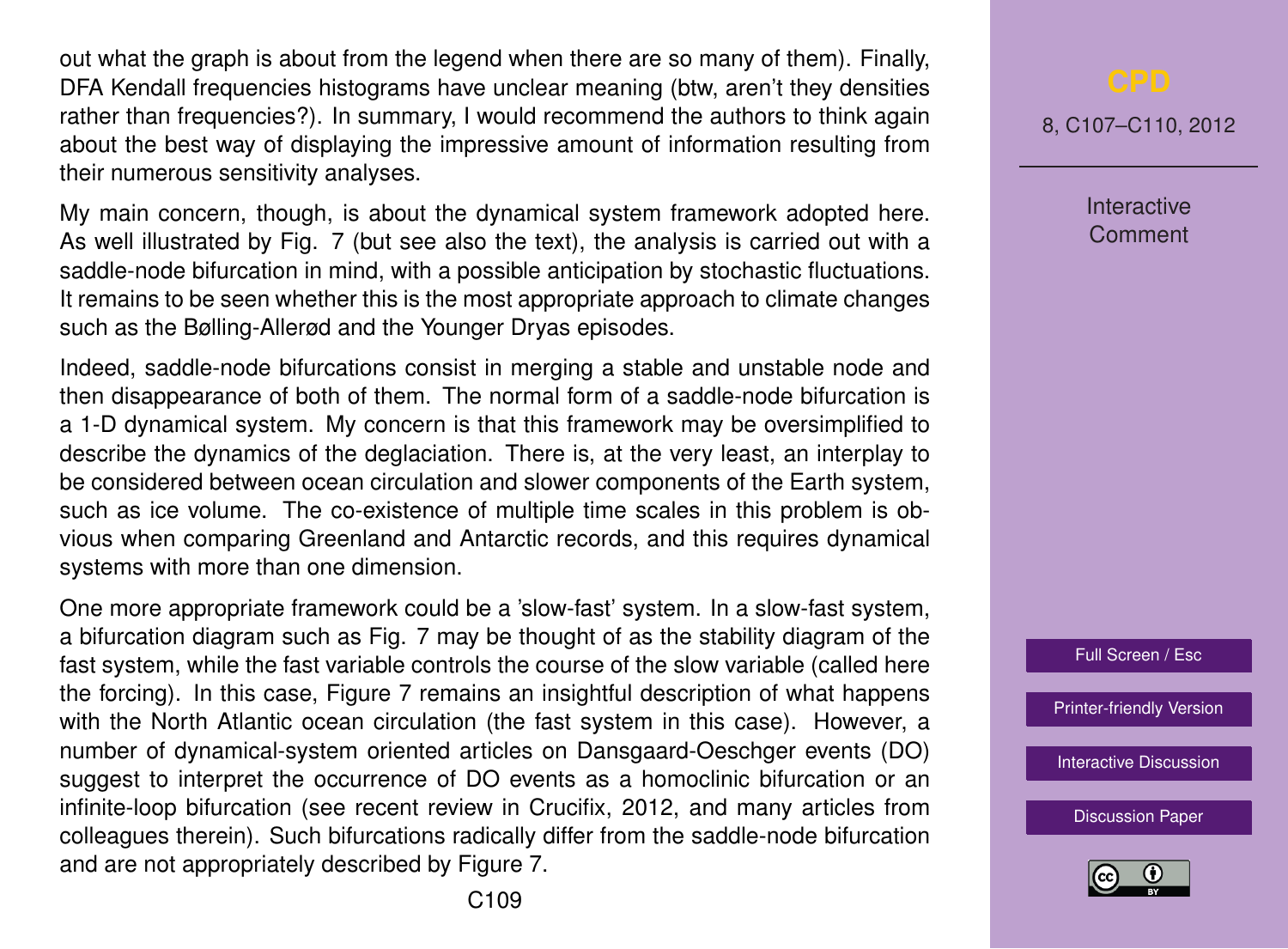out what the graph is about from the legend when there are so many of them). Finally, DFA Kendall frequencies histograms have unclear meaning (btw, aren't they densities rather than frequencies?). In summary, I would recommend the authors to think again about the best way of displaying the impressive amount of information resulting from their numerous sensitivity analyses.

My main concern, though, is about the dynamical system framework adopted here. As well illustrated by Fig. 7 (but see also the text), the analysis is carried out with a saddle-node bifurcation in mind, with a possible anticipation by stochastic fluctuations. It remains to be seen whether this is the most appropriate approach to climate changes such as the Bølling-Allerød and the Younger Dryas episodes.

Indeed, saddle-node bifurcations consist in merging a stable and unstable node and then disappearance of both of them. The normal form of a saddle-node bifurcation is a 1-D dynamical system. My concern is that this framework may be oversimplified to describe the dynamics of the deglaciation. There is, at the very least, an interplay to be considered between ocean circulation and slower components of the Earth system, such as ice volume. The co-existence of multiple time scales in this problem is obvious when comparing Greenland and Antarctic records, and this requires dynamical systems with more than one dimension.

One more appropriate framework could be a 'slow-fast' system. In a slow-fast system, a bifurcation diagram such as Fig. 7 may be thought of as the stability diagram of the fast system, while the fast variable controls the course of the slow variable (called here the forcing). In this case, Figure 7 remains an insightful description of what happens with the North Atlantic ocean circulation (the fast system in this case). However, a number of dynamical-system oriented articles on Dansgaard-Oeschger events (DO) suggest to interpret the occurrence of DO events as a homoclinic bifurcation or an infinite-loop bifurcation (see recent review in Crucifix, 2012, and many articles from colleagues therein). Such bifurcations radically differ from the saddle-node bifurcation and are not appropriately described by Figure 7.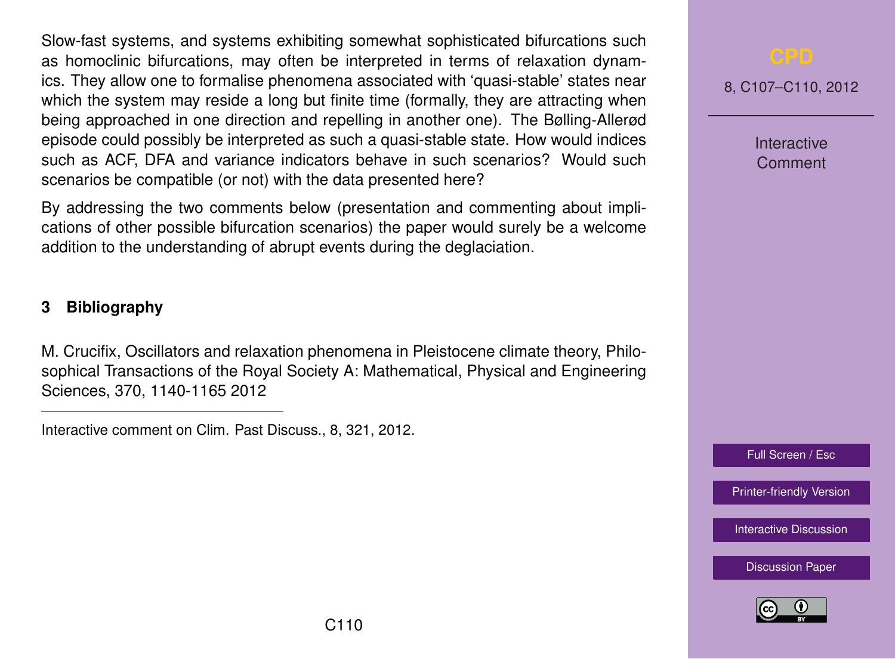Slow-fast systems, and systems exhibiting somewhat sophisticated bifurcations such as homoclinic bifurcations, may often be interpreted in terms of relaxation dynamics. They allow one to formalise phenomena associated with 'quasi-stable' states near which the system may reside a long but finite time (formally, they are attracting when being approached in one direction and repelling in another one). The Bølling-Allerød episode could possibly be interpreted as such a quasi-stable state. How would indices such as ACF, DFA and variance indicators behave in such scenarios? Would such scenarios be compatible (or not) with the data presented here?

By addressing the two comments below (presentation and commenting about implications of other possible bifurcation scenarios) the paper would surely be a welcome addition to the understanding of abrupt events during the deglaciation.

## 3 Bibliography

M. Crucifix, Oscillators and relaxation phenomena in Pleistocene climate theory, Philosophical Transactions of the Royal Society A: Mathematical, Physical and Engineering Sciences, 370, 1140-1165 2012

Interactive comment on Clim. Past Discuss., 8, 321, 2012.